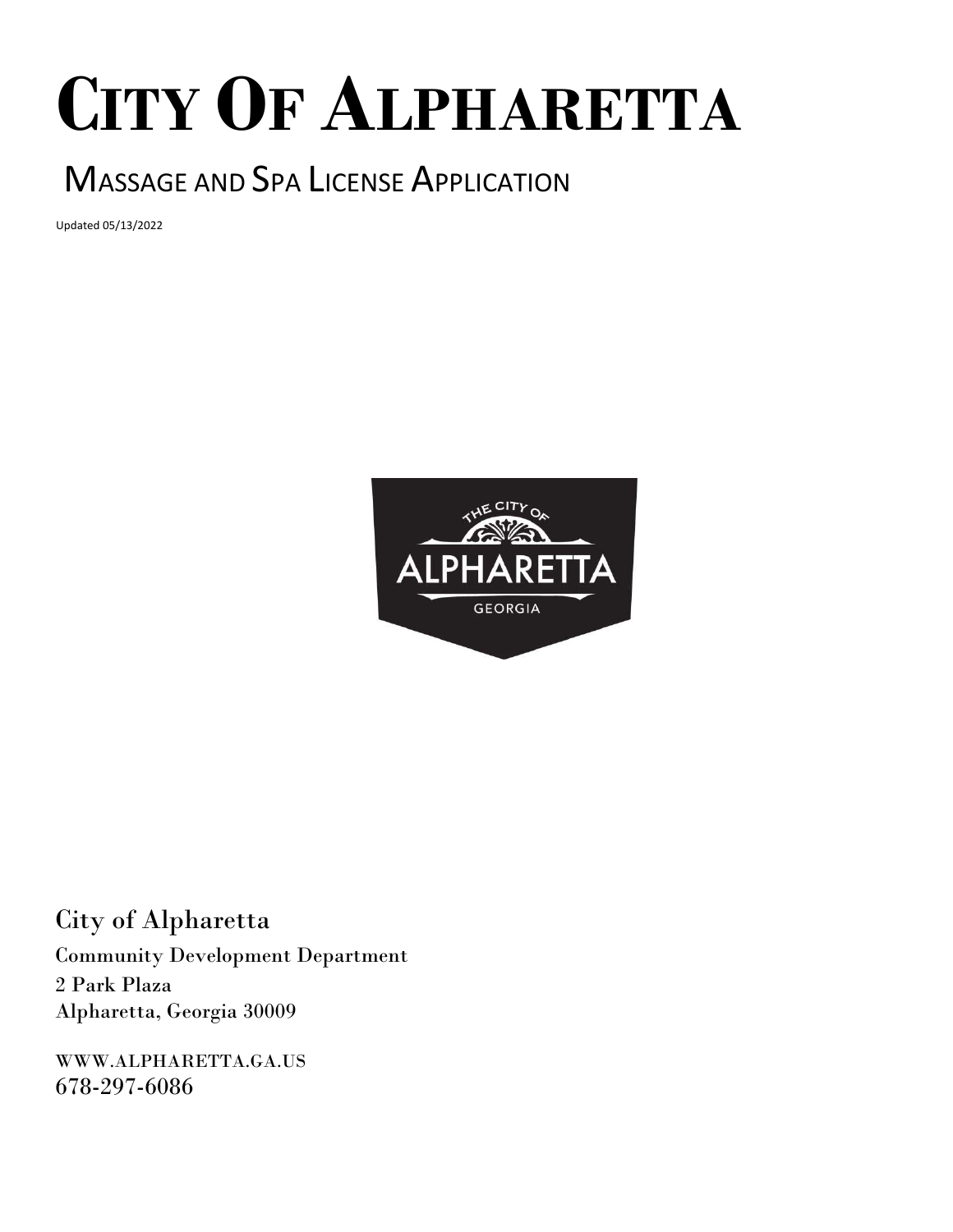# City Of Alpharetta

## Massage and Spa License Application

Updated 05/13/2022

City of Alpharetta

Community Development Department

2 Park Plaza

Alpharetta, Georgia 30009

WWW.ALPHARETTA.GA.US

678-297-6086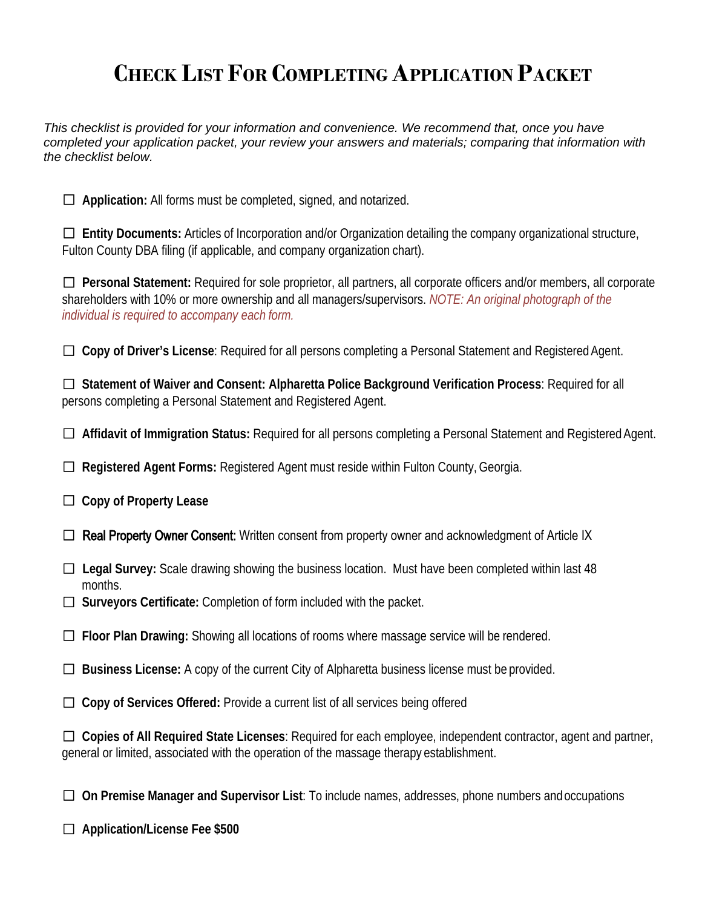# Check List For Completing Application Packet

*This checklist is provided for your information and convenience. We recommend that, once you have completed your application packet, your review your answers and materials; comparing that information with the checklist below.*

☐ **Application:** All forms must be completed, signed, and notarized.

☐ **Entity Documents:** Articles of Incorporation and/or Organization detailing the company organizational structure, Fulton County DBA filing (if applicable, and company organization chart).

☐ **Personal Statement:** Required for sole proprietor, all partners, all corporate officers and/or members, all corporate shareholders with 10% or more ownership and all managers/supervisors. *NOTE: An original photograph of the individual is required to accompany each form.*

☐ **Copy of Driver's License**: Required for all persons completing a Personal Statement and Registered Agent.

☐ **Statement of Waiver and Consent: Alpharetta Police Background Verification Process**: Required for all persons completing a Personal Statement and Registered Agent.

☐ **Affidavit of Immigration Status:** Required for all persons completing a Personal Statement and Registered Agent.

☐ **Registered Agent Forms:** Registered Agent must reside within Fulton County, Georgia.

☐ **Copy of Property Lease**

☐ **Real Property Owner Consent:** Written consent from property owner and acknowledgment of Article IX

☐ **Legal Survey:** Scale drawing showing the business location. Must have been completed within last 48 months.

☐ **Surveyors Certificate:** Completion of form included with the packet.

☐ **Floor Plan Drawing:** Showing all locations of rooms where massage service will be rendered.

☐ **Business License:** A copy of the current City of Alpharetta business license must be provided.

☐ **Copy of Services Offered:** Provide a current list of all services being offered

☐ **Copies of All Required State Licenses**: Required for each employee, independent contractor, agent and partner, general or limited, associated with the operation of the massage therapy establishment.

☐ **On Premise Manager and Supervisor List**: To include names, addresses, phone numbers and occupations

☐ **Application/License Fee $500**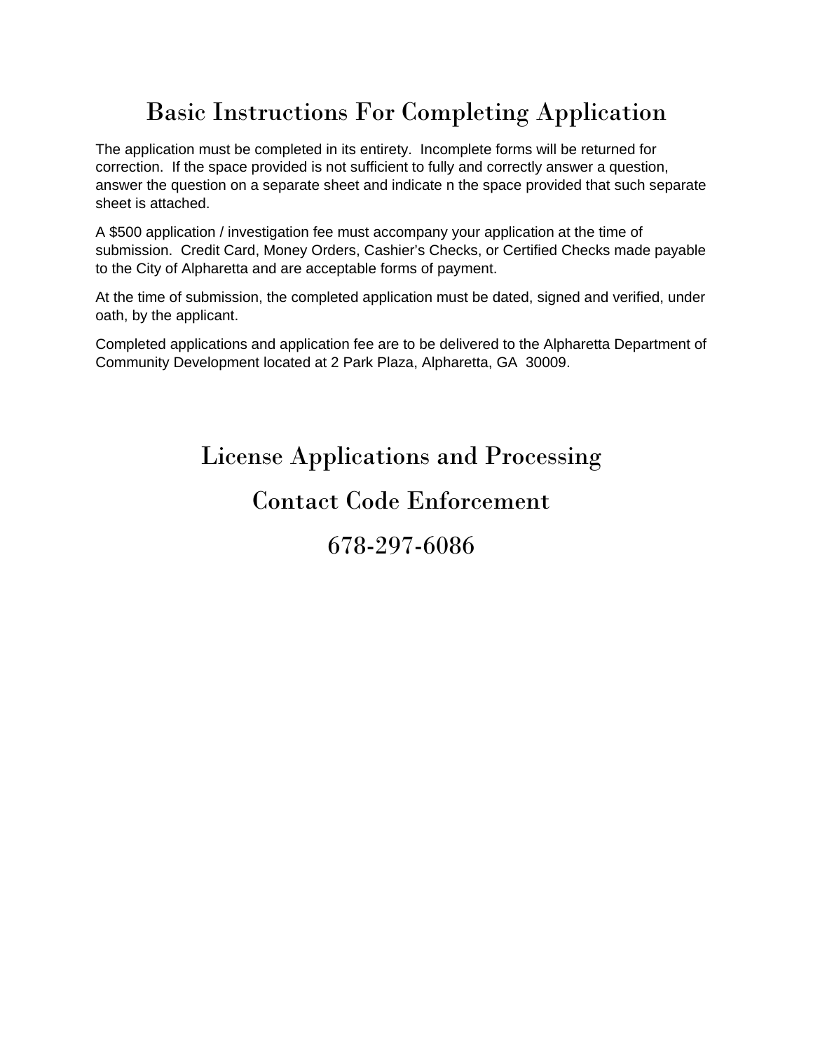# Basic Instructions For Completing Application

The application must be completed in its entirety. Incomplete forms will be returned for correction. If the space provided is not sufficient to fully and correctly answer a question, answer the question on a separate sheet and indicate n the space provided that such separate sheet is attached.

A $500 application / investigation fee must accompany your application at the time of submission. Credit Card, Money Orders, Cashier's Checks, or Certified Checks made payable to the City of Alpharetta and are acceptable forms of payment.

At the time of submission, the completed application must be dated, signed and verified, under oath, by the applicant.

Completed applications and application fee are to be delivered to the Alpharetta Department of Community Development located at 2 Park Plaza, Alpharetta, GA 30009.

## License Applications and Processing

## Contact Code Enforcement

## 678-297-6086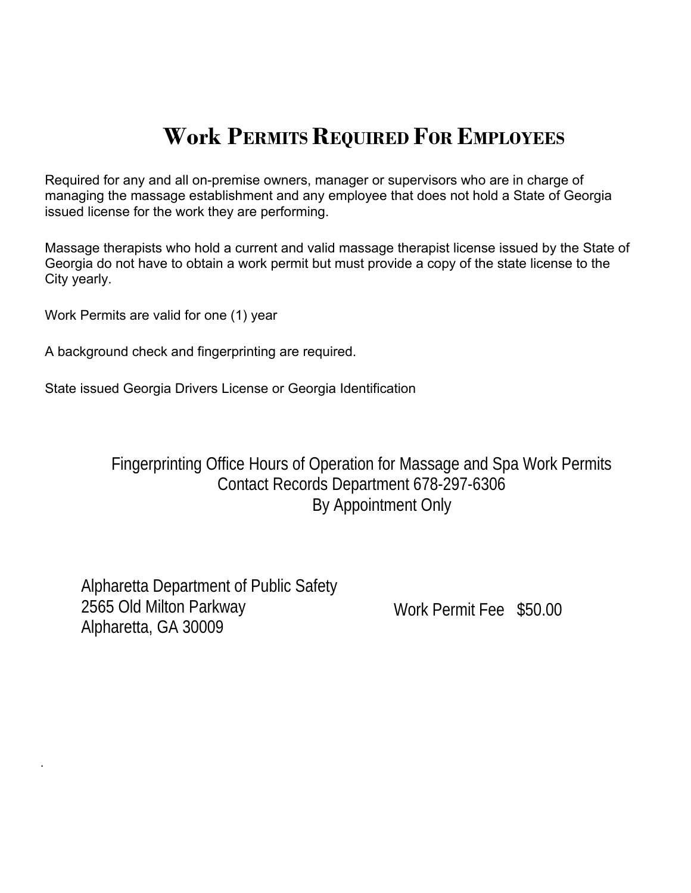# Work Permits Required For Employees

Required for any and all on-premise owners, manager or supervisors who are in charge of managing the massage establishment and any employee that does not hold a State of Georgia issued license for the work they are performing.

Massage therapists who hold a current and valid massage therapist license issued by the State of Georgia do not have to obtain a work permit but must provide a copy of the state license to the City yearly.

Work Permits are valid for one (1) year

A background check and fingerprinting are required.

State issued Georgia Drivers License or Georgia Identification

Fingerprinting Office Hours of Operation for Massage and Spa Work Permits
Contact Records Department 678-297-6306
By Appointment Only

Alpharetta Department of Public Safety
2565 Old Milton Parkway
Alpharetta, GA 30009

Work Permit Fee $50.00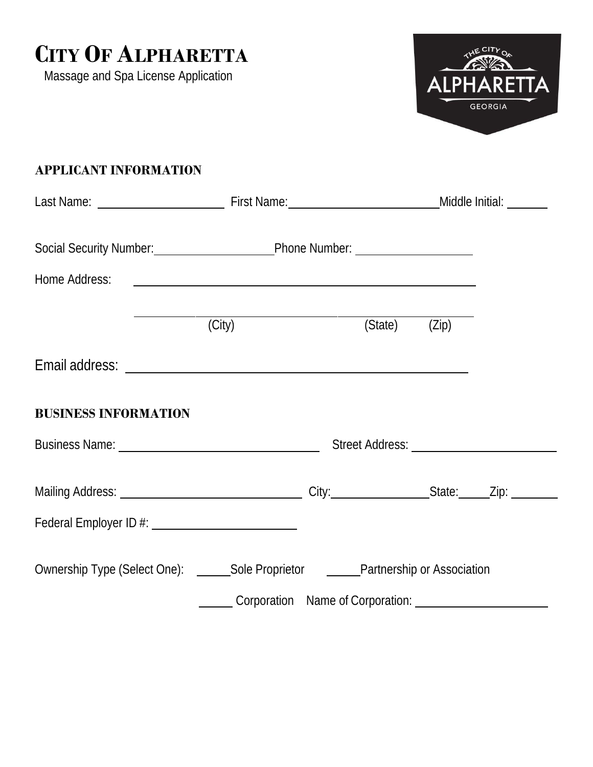# CITY OF ALPHARETTA

Massage and Spa License Application

## APPLICANT INFORMATION

Last Name: ____________________ First Name: ________________________ Middle Initial: ______

Social Security Number: ____________________ Phone Number: ____________________

Home Address: ________________________________________________________

________________________________________________________
(City) (State) (Zip)

Email address: ________________________________________________________

## BUSINESS INFORMATION

Business Name: ______________________________ Street Address: ______________________

Mailing Address: ____________________________ City: ______________ State: _____ Zip: _______

Federal Employer ID #: ______________________

Ownership Type (Select One): _____Sole Proprietor _____Partnership or Association

_____ Corporation Name of Corporation: ______________________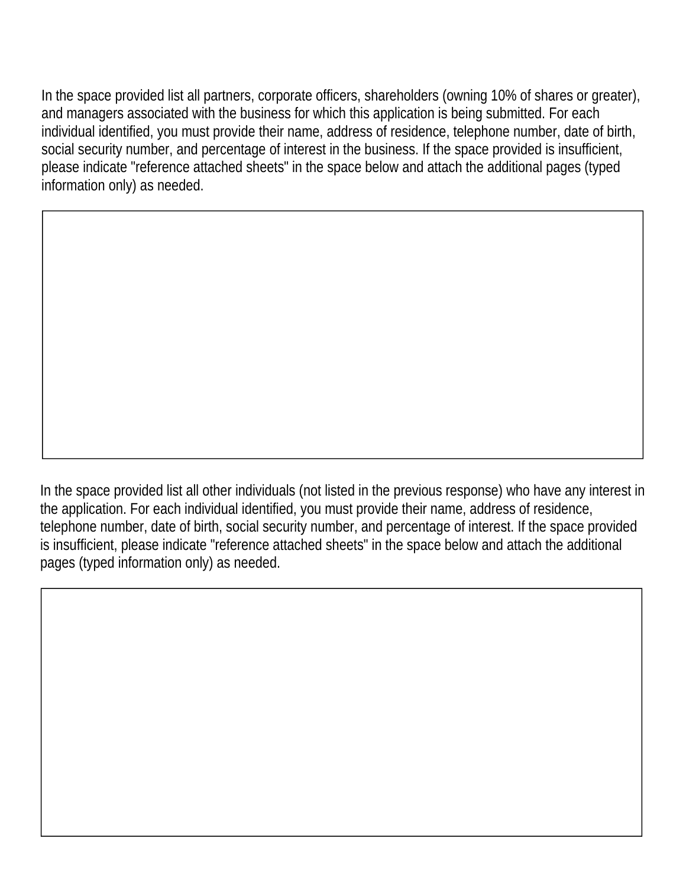In the space provided list all partners, corporate officers, shareholders (owning 10% of shares or greater), and managers associated with the business for which this application is being submitted. For each individual identified, you must provide their name, address of residence, telephone number, date of birth, social security number, and percentage of interest in the business. If the space provided is insufficient, please indicate "reference attached sheets" in the space below and attach the additional pages (typed information only) as needed.

In the space provided list all other individuals (not listed in the previous response) who have any interest in the application. For each individual identified, you must provide their name, address of residence, telephone number, date of birth, social security number, and percentage of interest. If the space provided is insufficient, please indicate "reference attached sheets" in the space below and attach the additional pages (typed information only) as needed.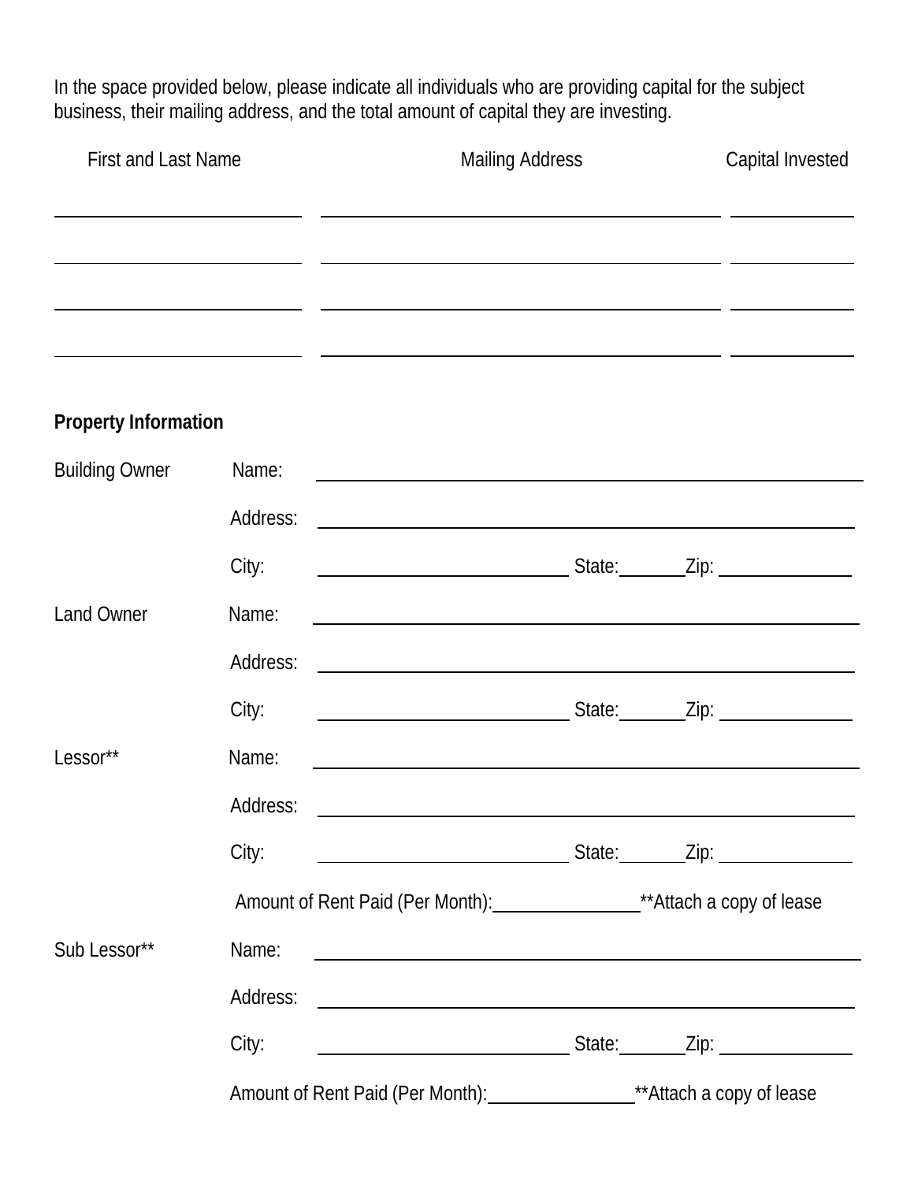In the space provided below, please indicate all individuals who are providing capital for the subject business, their mailing address, and the total amount of capital they are investing.

| First and Last Name | Mailing Address | Capital Invested |
|---|---|---|
| | | |
| | | |
| | | |
| | | |

**Property Information**

Building Owner
Name: ______________________________
Address: ______________________________
City: ____________ State: ______ Zip: ____________

Land Owner
Name: ______________________________
Address: ______________________________
City: ____________ State: ______ Zip: ____________

Lessor**
Name: ______________________________
Address: ______________________________
City: ____________ State: ______ Zip: ____________
Amount of Rent Paid (Per Month): ____________ **Attach a copy of lease

Sub Lessor**
Name: ______________________________
Address: ______________________________
City: ____________ State: ______ Zip: ____________
Amount of Rent Paid (Per Month): ____________ **Attach a copy of lease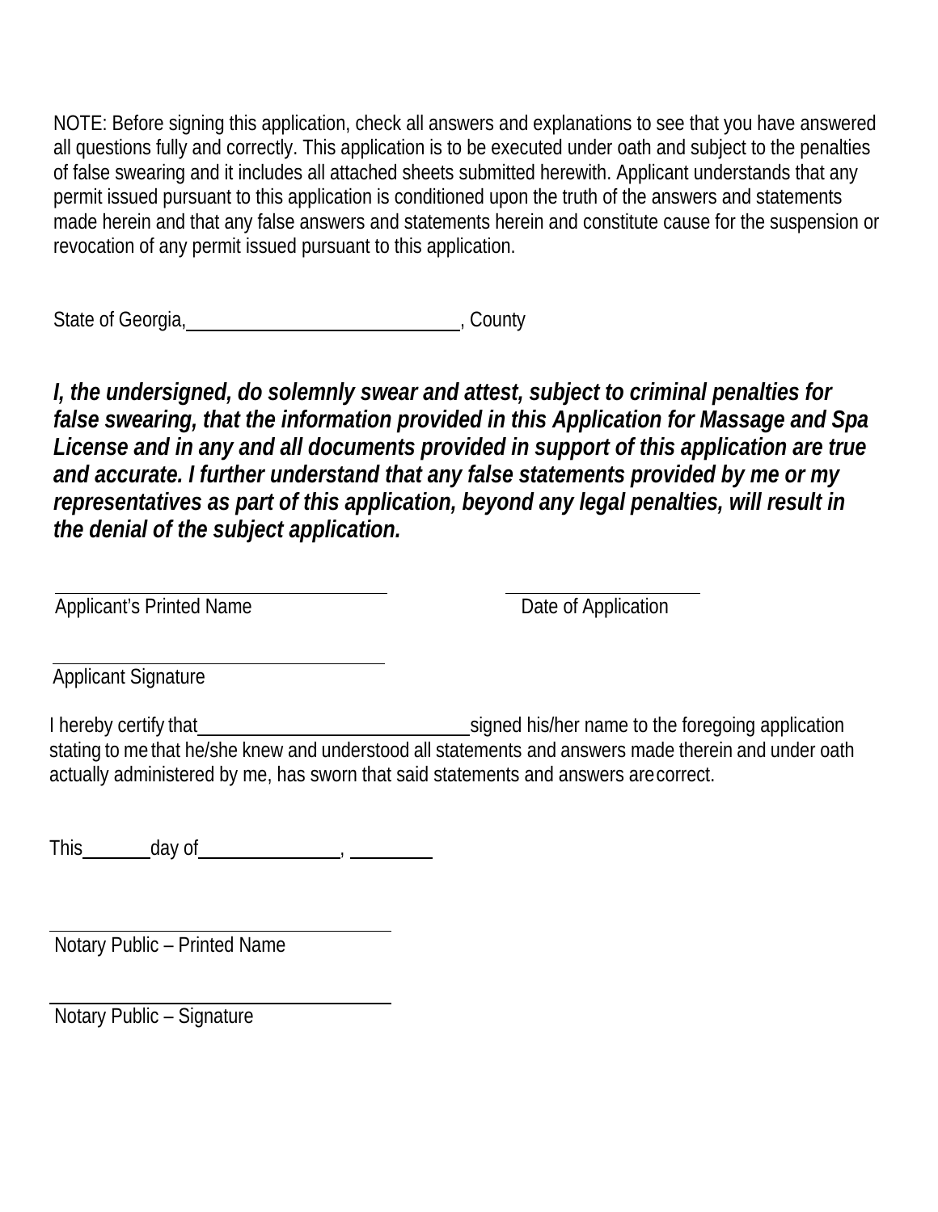NOTE: Before signing this application, check all answers and explanations to see that you have answered all questions fully and correctly. This application is to be executed under oath and subject to the penalties of false swearing and it includes all attached sheets submitted herewith. Applicant understands that any permit issued pursuant to this application is conditioned upon the truth of the answers and statements made herein and that any false answers and statements herein and constitute cause for the suspension or revocation of any permit issued pursuant to this application.

State of Georgia, ______________________________, County

***I, the undersigned, do solemnly swear and attest, subject to criminal penalties for false swearing, that the information provided in this Application for Massage and Spa License and in any and all documents provided in support of this application are true and accurate. I further understand that any false statements provided by me or my representatives as part of this application, beyond any legal penalties, will result in the denial of the subject application.***

______________________________________  ______________________

Applicant's Printed Name  Date of Application

______________________________________

Applicant Signature

I hereby certify that ______________________________ signed his/her name to the foregoing application stating to me that he/she knew and understood all statements and answers made therein and under oath actually administered by me, has sworn that said statements and answers are correct.

This ________ day of ________________, __________

______________________________________

Notary Public – Printed Name

______________________________________

Notary Public – Signature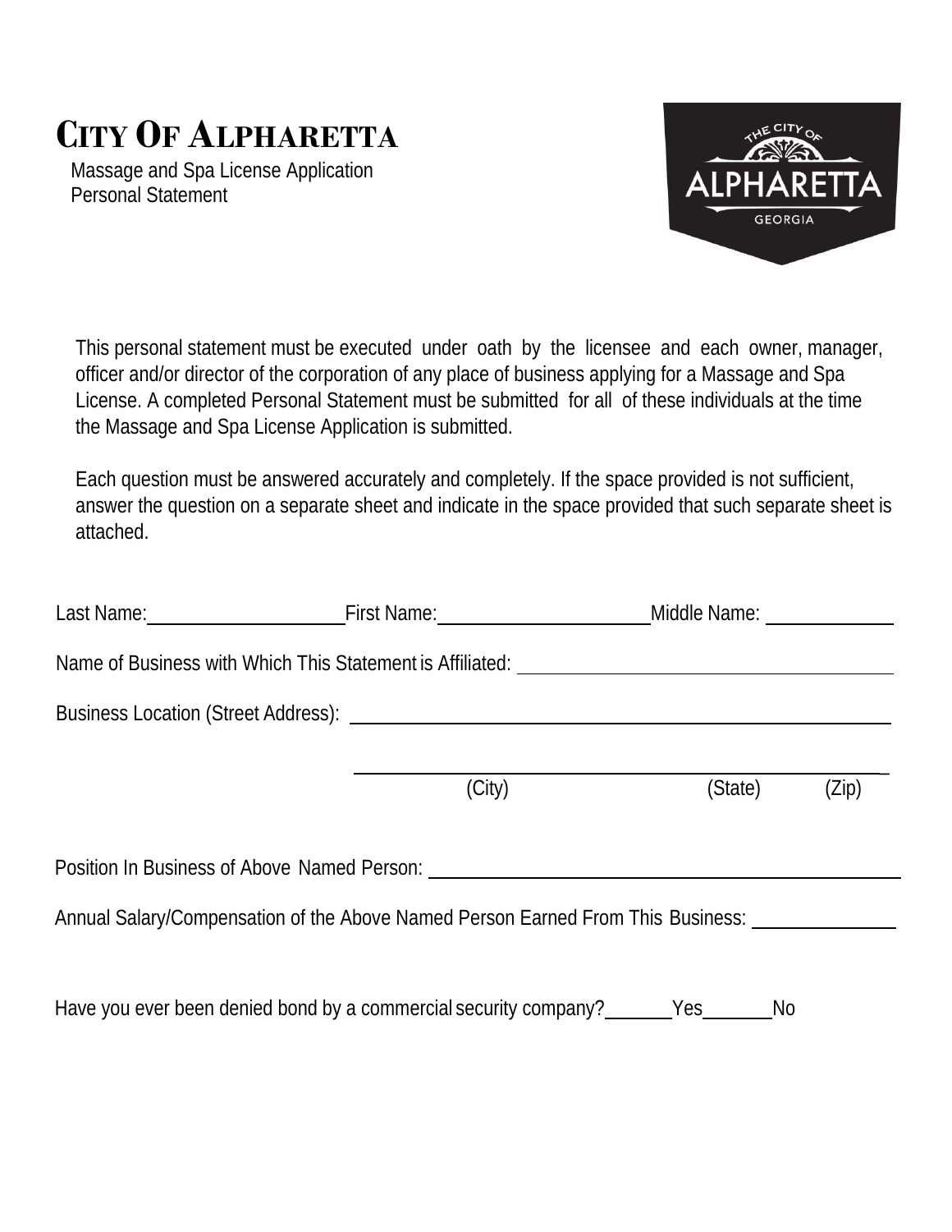# CITY OF ALPHARETTA

Massage and Spa License Application
Personal Statement

This personal statement must be executed under oath by the licensee and each owner, manager, officer and/or director of the corporation of any place of business applying for a Massage and Spa License. A completed Personal Statement must be submitted for all of these individuals at the time the Massage and Spa License Application is submitted.

Each question must be answered accurately and completely. If the space provided is not sufficient, answer the question on a separate sheet and indicate in the space provided that such separate sheet is attached.

Last Name:____________________ First Name:______________________ Middle Name: ____________

Name of Business with Which This Statement is Affiliated: ______________________________________

Business Location (Street Address): ______________________________________________________

______________________________________________________
(City) (State) (Zip)

Position In Business of Above Named Person: ______________________________________________

Annual Salary/Compensation of the Above Named Person Earned From This Business: ______________

Have you ever been denied bond by a commercial security company? ______ Yes ______ No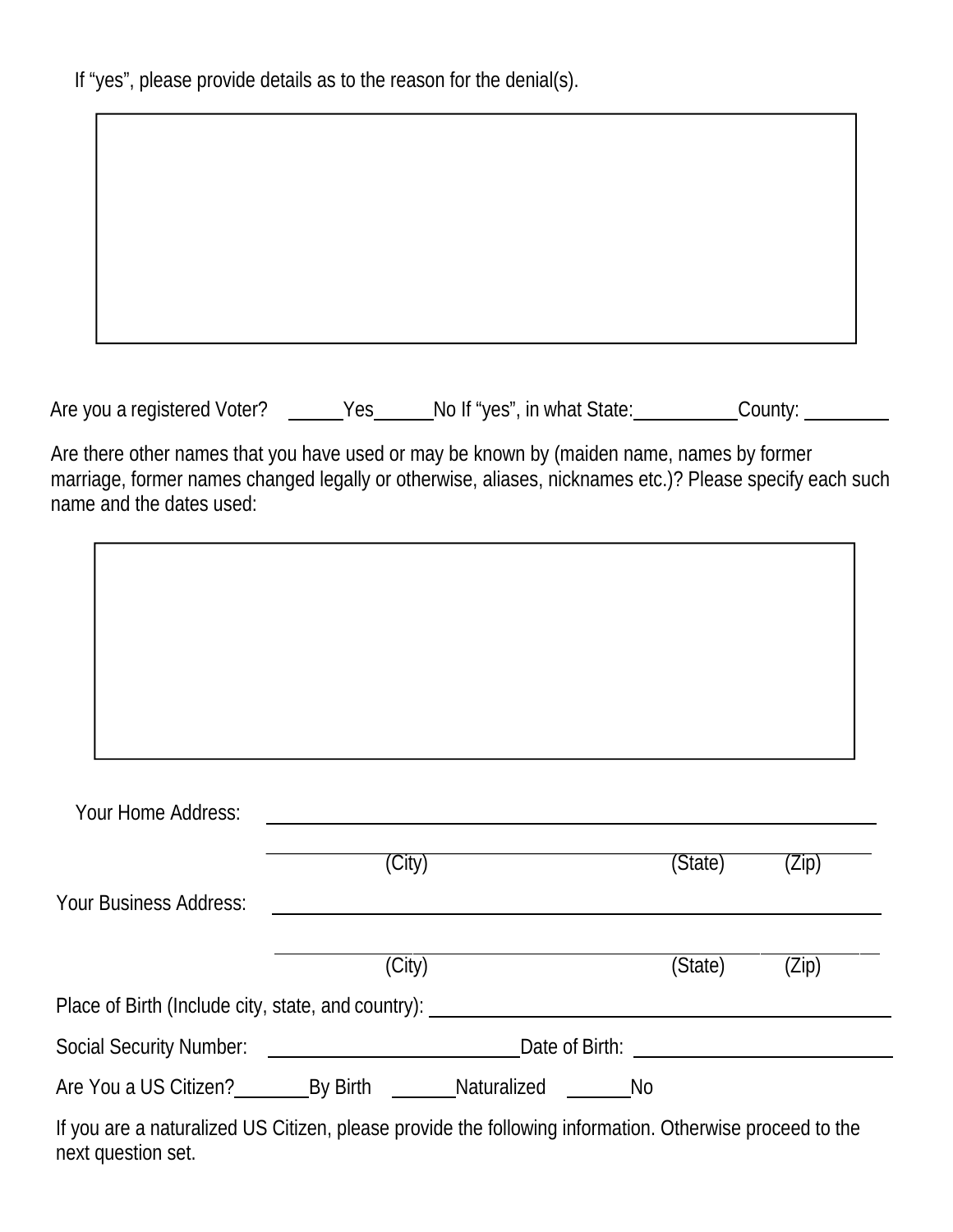If "yes", please provide details as to the reason for the denial(s).

| |
|---|
| |

Are you a registered Voter? ______Yes______No If "yes", in what State:__________County: _________

Are there other names that you have used or may be known by (maiden name, names by former marriage, former names changed legally or otherwise, aliases, nicknames etc.)? Please specify each such name and the dates used:

| |
|---|
| |

Your Home Address: ____________________________________________

____________________________________________
(City) (State) (Zip)

Your Business Address: ____________________________________________

____________________________________________
(City) (State) (Zip)

Place of Birth (Include city, state, and country): ______________________________

Social Security Number: ______________________ Date of Birth: ______________________

Are You a US Citizen?________By Birth ________Naturalized ________No

If you are a naturalized US Citizen, please provide the following information. Otherwise proceed to the next question set.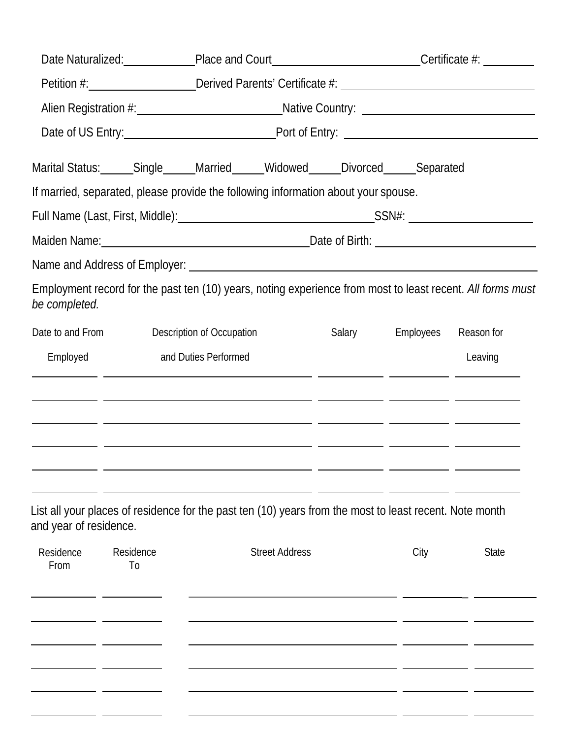Date Naturalized: ____________ Place and Court ____________________________ Certificate #: __________

Petition #: ____________________ Derived Parents' Certificate #: ________________________________

Alien Registration #: __________________________ Native Country: ______________________________

Date of US Entry: ___________________________ Port of Entry: ________________________________

Marital Status: _____ Single _____ Married _____ Widowed _____ Divorced _____ Separated

If married, separated, please provide the following information about your spouse.

Full Name (Last, First, Middle): ____________________________________ SSN#: _____________________

Maiden Name: ______________________________________ Date of Birth: ____________________________

Name and Address of Employer: ______________________________________________________________

Employment record for the past ten (10) years, noting experience from most to least recent. *All forms must be completed.*

| Date to and From Employed | Description of Occupation and Duties Performed | Salary | Employees | Reason for Leaving |
|---|---|---|---|---|
| | | | | |
| | | | | |
| | | | | |
| | | | | |
| | | | | |
| | | | | |

List all your places of residence for the past ten (10) years from the most to least recent. Note month and year of residence.

| Residence From | Residence To | Street Address | City | State |
|---|---|---|---|---|
| | | | | |
| | | | | |
| | | | | |
| | | | | |
| | | | | |
| | | | | |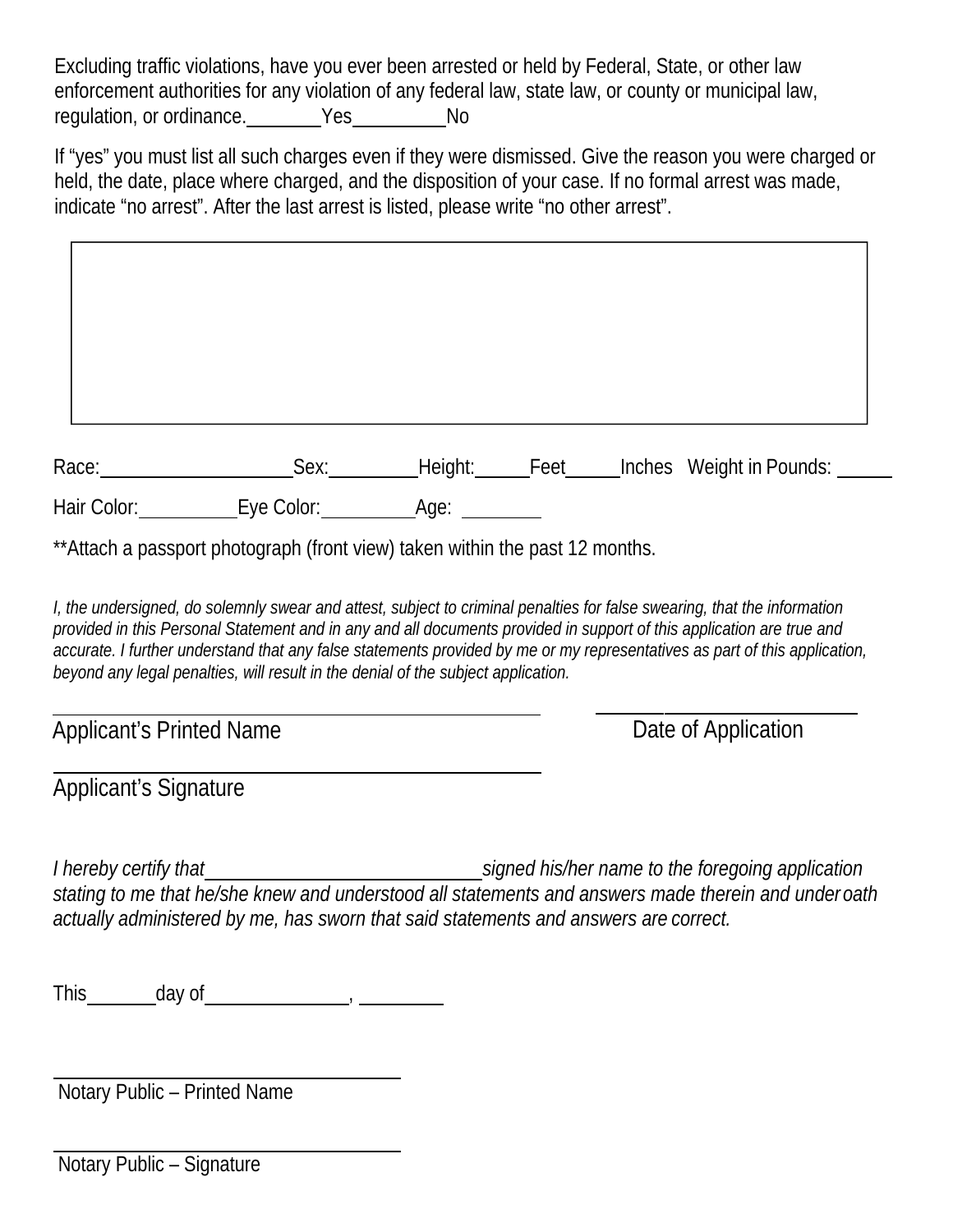Excluding traffic violations, have you ever been arrested or held by Federal, State, or other law enforcement authorities for any violation of any federal law, state law, or county or municipal law, regulation, or ordinance.________Yes__________No

If "yes" you must list all such charges even if they were dismissed. Give the reason you were charged or held, the date, place where charged, and the disposition of your case. If no formal arrest was made, indicate "no arrest". After the last arrest is listed, please write "no other arrest".

|  |
|---|
|  |

Race:____________________Sex:_________Height:_____Feet_____Inches Weight in Pounds: _____

Hair Color:__________Eye Color:__________Age: ________

**Attach a passport photograph (front view) taken within the past 12 months.

*I, the undersigned, do solemnly swear and attest, subject to criminal penalties for false swearing, that the information provided in this Personal Statement and in any and all documents provided in support of this application are true and accurate. I further understand that any false statements provided by me or my representatives as part of this application, beyond any legal penalties, will result in the denial of the subject application.*

______________________________________________ ________________________

Applicant's Printed Name Date of Application

______________________________________________

Applicant's Signature

*I hereby certify that____________________________signed his/her name to the foregoing application stating to me that he/she knew and understood all statements and answers made therein and under oath actually administered by me, has sworn that said statements and answers are correct.*

This_______day of______________, ________

________________________________

Notary Public – Printed Name

________________________________

Notary Public – Signature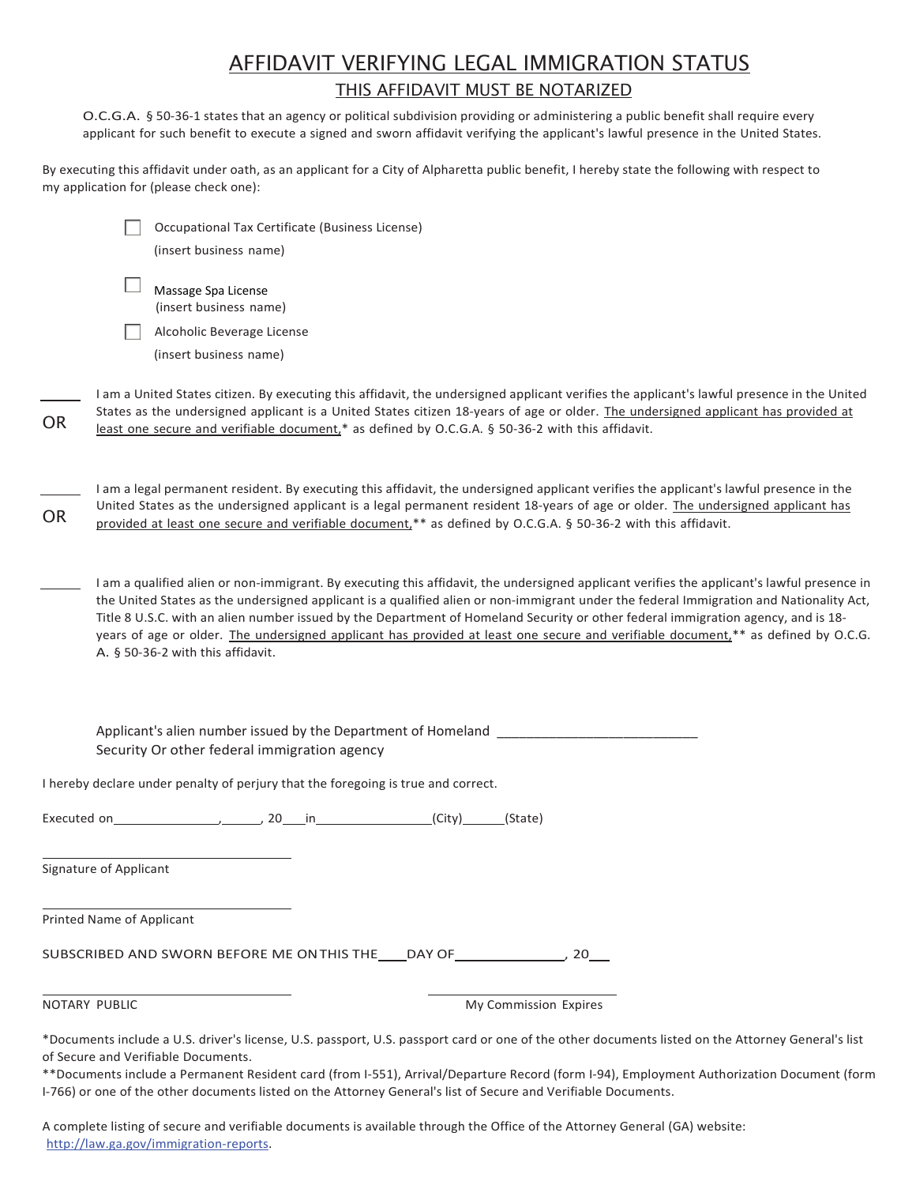# AFFIDAVIT VERIFYING LEGAL IMMIGRATION STATUS

## THIS AFFIDAVIT MUST BE NOTARIZED

O.C.G.A. § 50-36-1 states that an agency or political subdivision providing or administering a public benefit shall require every applicant for such benefit to execute a signed and sworn affidavit verifying the applicant's lawful presence in the United States.

By executing this affidavit under oath, as an applicant for a City of Alpharetta public benefit, I hereby state the following with respect to my application for (please check one):

- ☐ Occupational Tax Certificate (Business License)
  (insert business name)
- ☐ Massage Spa License
  (insert business name)
- ☐ Alcoholic Beverage License
  (insert business name)

\_\_\_\_\_ I am a United States citizen. By executing this affidavit, the undersigned applicant verifies the applicant's lawful presence in the United States as the undersigned applicant is a United States citizen 18-years of age or older. <u>The undersigned applicant has provided at least one secure and verifiable document,</u>* as defined by O.C.G.A. § 50-36-2 with this affidavit.

OR

\_\_\_\_\_ I am a legal permanent resident. By executing this affidavit, the undersigned applicant verifies the applicant's lawful presence in the United States as the undersigned applicant is a legal permanent resident 18-years of age or older. <u>The undersigned applicant has provided at least one secure and verifiable document,</u>** as defined by O.C.G.A. § 50-36-2 with this affidavit.

OR

\_\_\_\_\_ I am a qualified alien or non-immigrant. By executing this affidavit, the undersigned applicant verifies the applicant's lawful presence in the United States as the undersigned applicant is a qualified alien or non-immigrant under the federal Immigration and Nationality Act, Title 8 U.S.C. with an alien number issued by the Department of Homeland Security or other federal immigration agency, and is 18-years of age or older. <u>The undersigned applicant has provided at least one secure and verifiable document,</u>** as defined by O.C.G.A. § 50-36-2 with this affidavit.

Applicant's alien number issued by the Department of Homeland Security Or other federal immigration agency \_\_\_\_\_\_\_\_\_\_\_\_\_\_\_\_\_\_\_\_\_\_\_\_\_\_

I hereby declare under penalty of perjury that the foregoing is true and correct.

Executed on\_\_\_\_\_\_\_\_\_\_\_\_\_\_\_, \_\_\_\_\_\_, 20\_\_\_ in\_\_\_\_\_\_\_\_\_\_\_\_\_\_\_\_\_(City)\_\_\_\_\_\_(State)

\_\_\_\_\_\_\_\_\_\_\_\_\_\_\_\_\_\_\_\_\_\_\_\_\_\_\_\_\_\_\_\_
Signature of Applicant

\_\_\_\_\_\_\_\_\_\_\_\_\_\_\_\_\_\_\_\_\_\_\_\_\_\_\_\_\_\_\_\_
Printed Name of Applicant

SUBSCRIBED AND SWORN BEFORE ME ON THIS THE\_\_\_\_DAY OF\_\_\_\_\_\_\_\_\_\_\_\_\_\_\_, 20\_\_\_

\_\_\_\_\_\_\_\_\_\_\_\_\_\_\_\_\_\_\_\_\_\_\_\_\_\_\_\_\_\_\_\_ \_\_\_\_\_\_\_\_\_\_\_\_\_\_\_\_\_\_\_\_\_\_\_\_\_\_\_\_
NOTARY PUBLIC My Commission Expires

*Documents include a U.S. driver's license, U.S. passport, U.S. passport card or one of the other documents listed on the Attorney General's list of Secure and Verifiable Documents.

**Documents include a Permanent Resident card (from I-551), Arrival/Departure Record (form I-94), Employment Authorization Document (form I-766) or one of the other documents listed on the Attorney General's list of Secure and Verifiable Documents.

A complete listing of secure and verifiable documents is available through the Office of the Attorney General (GA) website: http://law.ga.gov/immigration-reports.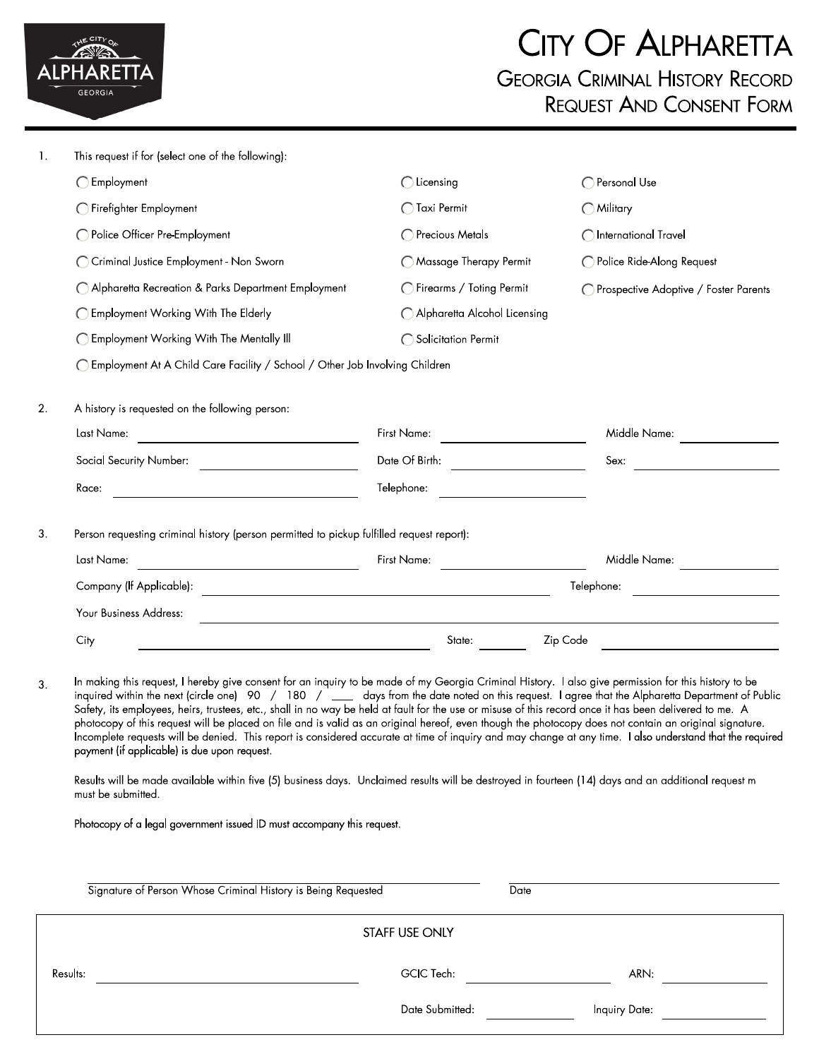# City Of Alpharetta

## Georgia Criminal History Record Request And Consent Form

1. This request if for (select one of the following):

- ◯ Employment
- ◯ Firefighter Employment
- ◯ Police Officer Pre-Employment
- ◯ Criminal Justice Employment - Non Sworn
- ◯ Alpharetta Recreation & Parks Department Employment
- ◯ Employment Working With The Elderly
- ◯ Employment Working With The Mentally Ill
- ◯ Employment At A Child Care Facility / School / Other Job Involving Children
- ◯ Licensing
- ◯ Taxi Permit
- ◯ Precious Metals
- ◯ Massage Therapy Permit
- ◯ Firearms / Toting Permit
- ◯ Alpharetta Alcohol Licensing
- ◯ Solicitation Permit
- ◯ Personal Use
- ◯ Military
- ◯ International Travel
- ◯ Police Ride-Along Request
- ◯ Prospective Adoptive / Foster Parents

2. A history is requested on the following person:

Last Name: ____________ First Name: ____________ Middle Name: ____________

Social Security Number: ____________ Date Of Birth: ____________ Sex: ____________

Race: ____________ Telephone: ____________

3. Person requesting criminal history (person permitted to pickup fulfilled request report):

Last Name: ____________ First Name: ____________ Middle Name: ____________

Company (If Applicable): ____________ Telephone: ____________

Your Business Address: ____________

City ____________ State: ________ Zip Code ____________

3. In making this request, I hereby give consent for an inquiry to be made of my Georgia Criminal History. I also give permission for this history to be inquired within the next (circle one) 90 / 180 / ___ days from the date noted on this request. I agree that the Alpharetta Department of Public Safety, its employees, heirs, trustees, etc., shall in no way be held at fault for the use or misuse of this record once it has been delivered to me. A photocopy of this request will be placed on file and is valid as an original hereof, even though the photocopy does not contain an original signature. Incomplete requests will be denied. This report is considered accurate at time of inquiry and may change at any time. I also understand that the required payment (if applicable) is due upon request.

Results will be made available within five (5) business days. Unclaimed results will be destroyed in fourteen (14) days and an additional request m must be submitted.

Photocopy of a legal government issued ID must accompany this request.

______________________________ ______________________________
Signature of Person Whose Criminal History is Being Requested Date

**STAFF USE ONLY**

Results: ____________ GCIC Tech: ____________ ARN: ____________

Date Submitted: ____________ Inquiry Date: ____________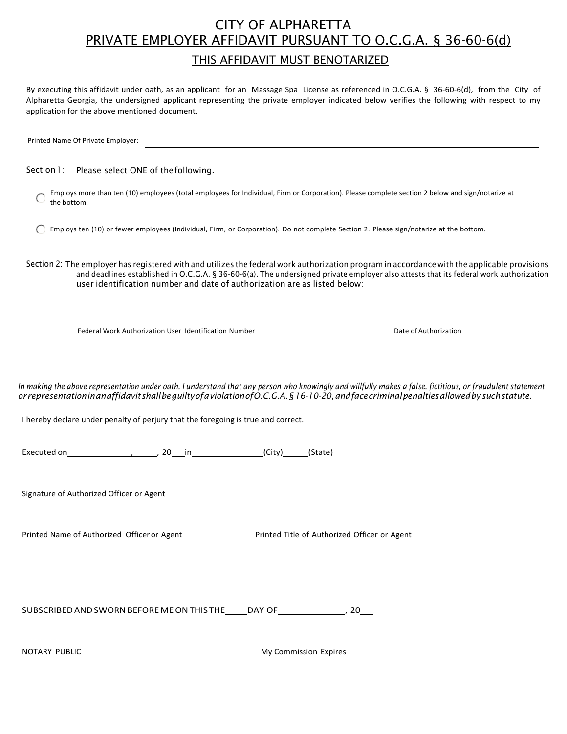# CITY OF ALPHARETTA
# PRIVATE EMPLOYER AFFIDAVIT PURSUANT TO O.C.G.A. § 36-60-6(d)

## THIS AFFIDAVIT MUST BENOTARIZED

By executing this affidavit under oath, as an applicant for an Massage Spa License as referenced in O.C.G.A. § 36-60-6(d), from the City of Alpharetta Georgia, the undersigned applicant representing the private employer indicated below verifies the following with respect to my application for the above mentioned document.

Printed Name Of Private Employer: ______________________________________________

Section 1: Please select ONE of the following.

- ◯ Employs more than ten (10) employees (total employees for Individual, Firm or Corporation). Please complete section 2 below and sign/notarize at the bottom.
- ◯ Employs ten (10) or fewer employees (Individual, Firm, or Corporation). Do not complete Section 2. Please sign/notarize at the bottom.

Section 2: The employer has registered with and utilizes the federal work authorization program in accordance with the applicable provisions and deadlines established in O.C.G.A. § 36-60-6(a). The undersigned private employer also attests that its federal work authorization user identification number and date of authorization are as listed below:

______________________________________________ ______________________

Federal Work Authorization User Identification Number Date of Authorization

*In making the above representation under oath, I understand that any person who knowingly and willfully makes a false, fictitious, or fraudulent statement or representation in an affidavit shall be guilty of a violation of O.C.G.A. § 16-10-20, and face criminal penalties allowed by such statute.*

I hereby declare under penalty of perjury that the foregoing is true and correct.

Executed on______________, ______, 20___in_______________(City)_____(State)

______________________________

Signature of Authorized Officer or Agent

______________________________ ______________________________

Printed Name of Authorized Officer or Agent Printed Title of Authorized Officer or Agent

SUBSCRIBED AND SWORN BEFORE ME ON THIS THE_____DAY OF______________, 20___

______________________________ ______________________

NOTARY PUBLIC My Commission Expires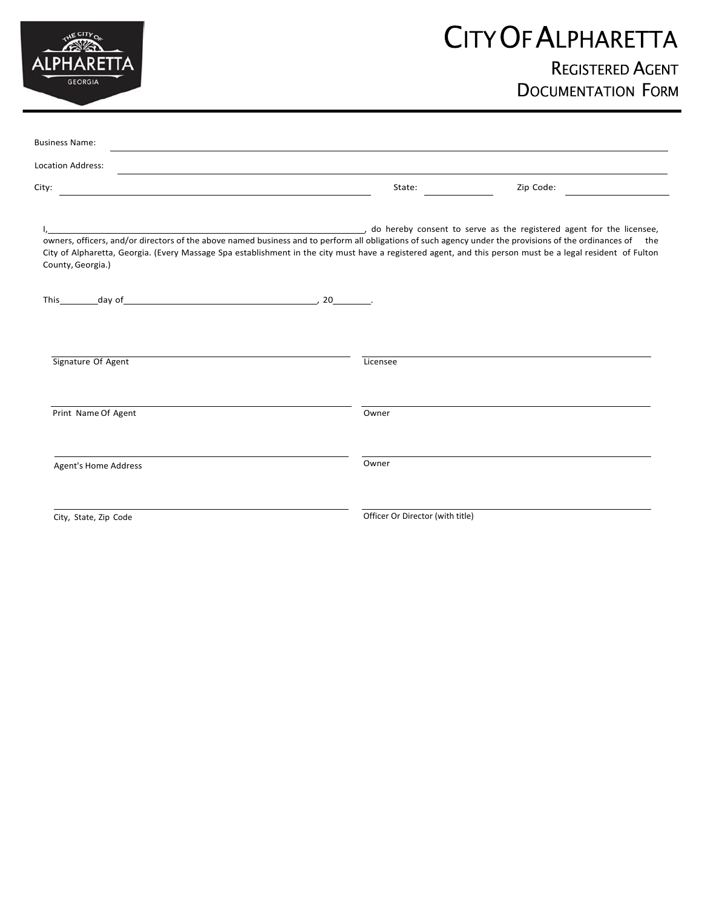# City Of Alpharetta

## Registered Agent Documentation Form

Business Name: ______________________________________________

Location Address: ______________________________________________

City: ______________________________ State: __________ Zip Code: __________

I, ______________________________________________, do hereby consent to serve as the registered agent for the licensee, owners, officers, and/or directors of the above named business and to perform all obligations of such agency under the provisions of the ordinances of the City of Alpharetta, Georgia. (Every Massage Spa establishment in the city must have a registered agent, and this person must be a legal resident of Fulton County, Georgia.)

This ________ day of ______________________________, 20________.

| | |
|---|---|
| ______________________________ | ______________________________ |
| Signature Of Agent | Licensee |
| ______________________________ | ______________________________ |
| Print Name Of Agent | Owner |
| ______________________________ | ______________________________ |
| Agent's Home Address | Owner |
| ______________________________ | ______________________________ |
| City, State, Zip Code | Officer Or Director (with title) |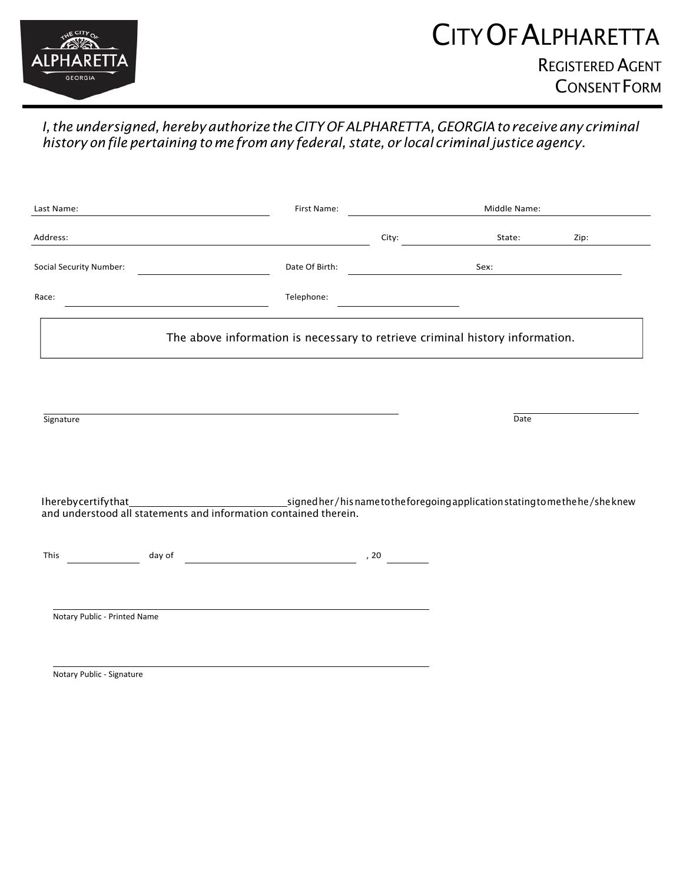# CITY OF ALPHARETTA

## REGISTERED AGENT CONSENT FORM

*I, the undersigned, hereby authorize the CITY OF ALPHARETTA, GEORGIA to receive any criminal history on file pertaining to me from any federal, state, or local criminal justice agency.*

Last Name: ______________________ First Name: ______________________ Middle Name: ______________________

Address: ______________________ City: ______________ State: ________ Zip: ________

Social Security Number: ______________________ Date Of Birth: ______________________ Sex: ______________

Race: ______________________ Telephone: ______________________

| The above information is necessary to retrieve criminal history information. |
|---|

______________________________________________ ______________________

Signature Date

I hereby certify that ______________________ signed her/his name to the foregoing application stating to me the he/she knew and understood all statements and information contained therein.

This __________ day of ______________________ , 20 ________

______________________________________________

Notary Public - Printed Name

______________________________________________

Notary Public - Signature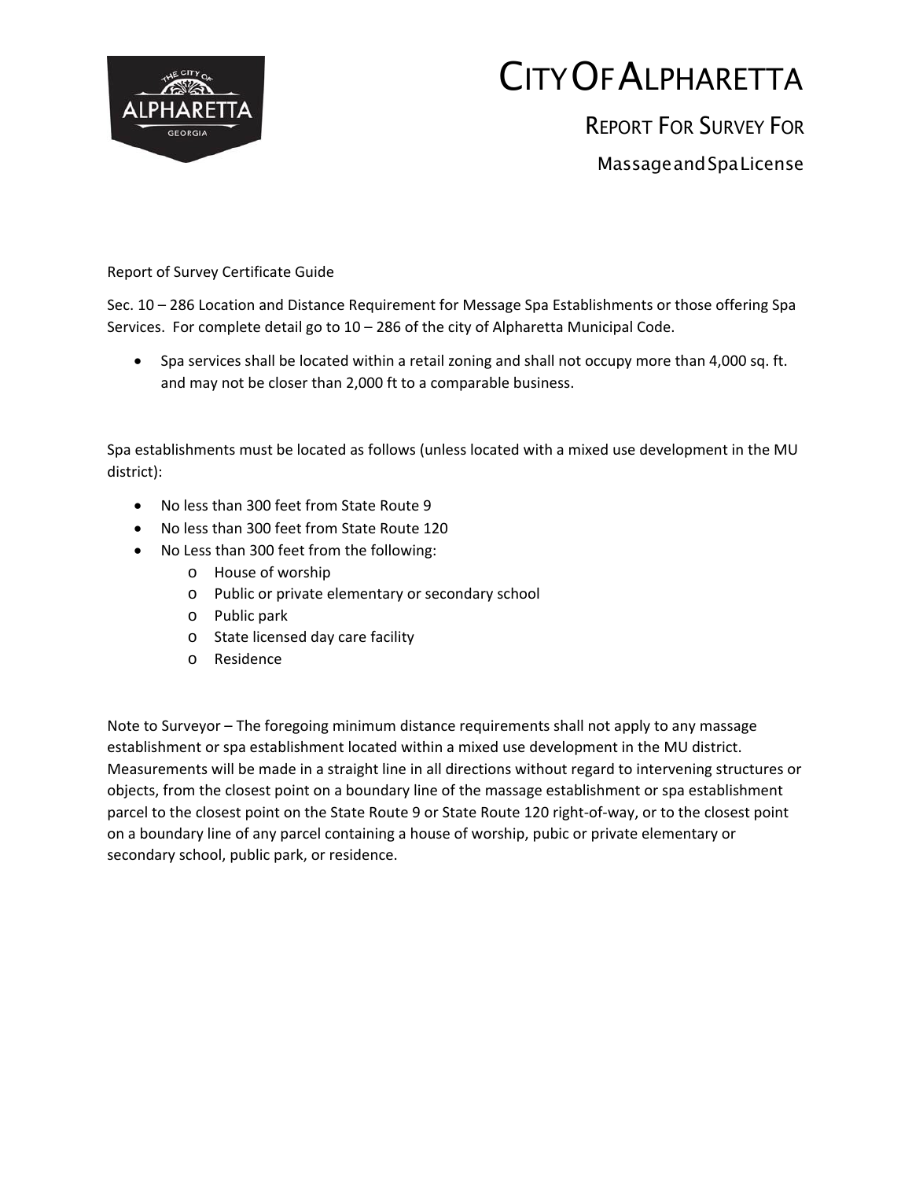# CITY OF ALPHARETTA

## REPORT FOR SURVEY FOR

### Massage and Spa License

Report of Survey Certificate Guide

Sec. 10 – 286 Location and Distance Requirement for Message Spa Establishments or those offering Spa Services. For complete detail go to 10 – 286 of the city of Alpharetta Municipal Code.

- Spa services shall be located within a retail zoning and shall not occupy more than 4,000 sq. ft. and may not be closer than 2,000 ft to a comparable business.

Spa establishments must be located as follows (unless located with a mixed use development in the MU district):

- No less than 300 feet from State Route 9
- No less than 300 feet from State Route 120
- No Less than 300 feet from the following:
    - House of worship
    - Public or private elementary or secondary school
    - Public park
    - State licensed day care facility
    - Residence

Note to Surveyor – The foregoing minimum distance requirements shall not apply to any massage establishment or spa establishment located within a mixed use development in the MU district. Measurements will be made in a straight line in all directions without regard to intervening structures or objects, from the closest point on a boundary line of the massage establishment or spa establishment parcel to the closest point on the State Route 9 or State Route 120 right-of-way, or to the closest point on a boundary line of any parcel containing a house of worship, pubic or private elementary or secondary school, public park, or residence.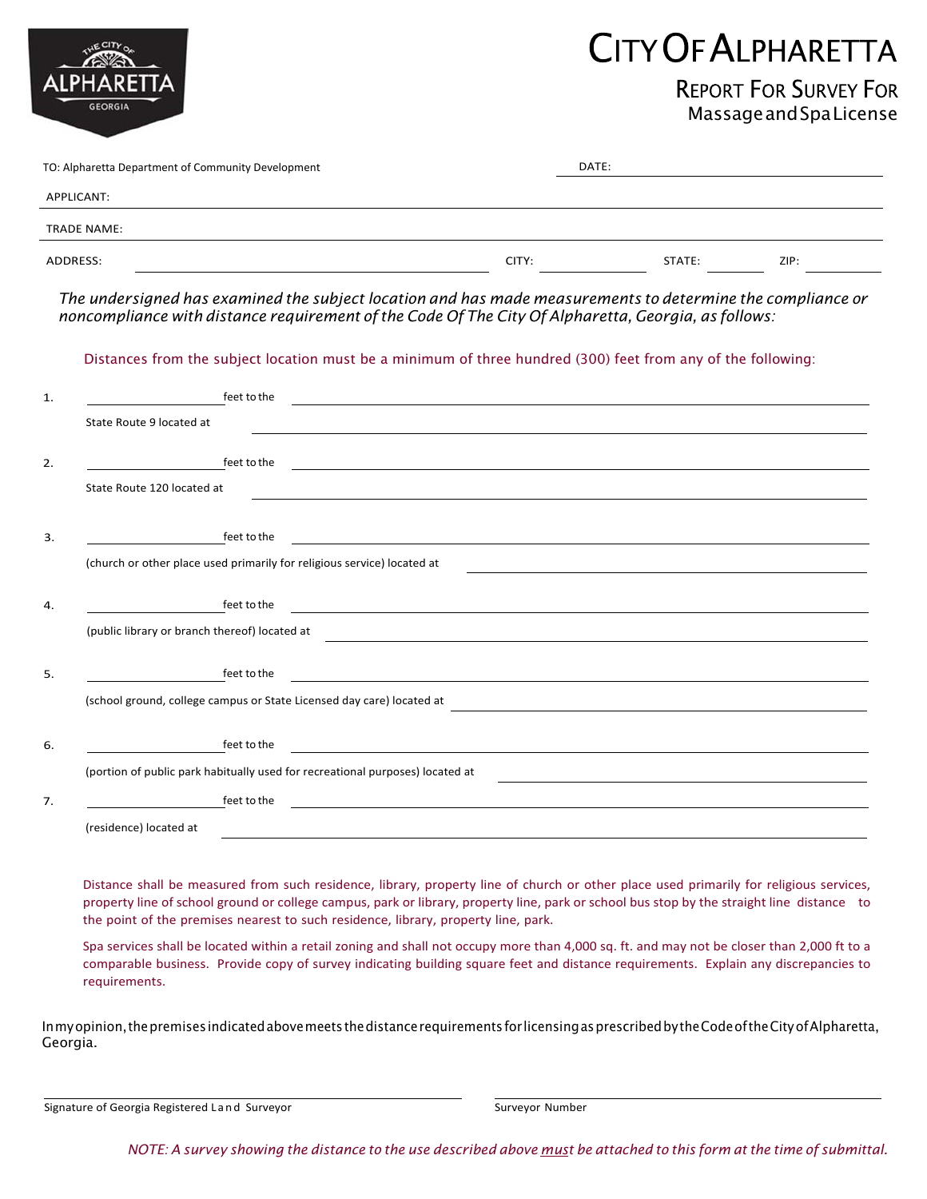# CITY OF ALPHARETTA

## REPORT FOR SURVEY FOR
### Massage and Spa License

TO: Alpharetta Department of Community Development  DATE: ____________________

APPLICANT: ____________________

TRADE NAME: ____________________

ADDRESS: ____________________ CITY: ____________ STATE: ________ ZIP: ________

*The undersigned has examined the subject location and has made measurements to determine the compliance or noncompliance with distance requirement of the Code Of The City Of Alphabetta, Georgia, as follows:*

Distances from the subject location must be a minimum of three hundred (300) feet from any of the following:

1. ____________ feet to the ____________________
   State Route 9 located at ____________________

2. ____________ feet to the ____________________
   State Route 120 located at ____________________

3. ____________ feet to the ____________________
   (church or other place used primarily for religious service) located at ____________________

4. ____________ feet to the ____________________
   (public library or branch thereof) located at ____________________

5. ____________ feet to the ____________________
   (school ground, college campus or State Licensed day care) located at ____________________

6. ____________ feet to the ____________________
   (portion of public park habitually used for recreational purposes) located at ____________________

7. ____________ feet to the ____________________
   (residence) located at ____________________

Distance shall be measured from such residence, library, property line of church or other place used primarily for religious services, property line of school ground or college campus, park or library, property line, park or school bus stop by the straight line distance to the point of the premises nearest to such residence, library, property line, park.

Spa services shall be located within a retail zoning and shall not occupy more than 4,000 sq. ft. and may not be closer than 2,000 ft to a comparable business. Provide copy of survey indicating building square feet and distance requirements. Explain any discrepancies to requirements.

In my opinion, the premises indicated above meets the distance requirements for licensing as prescribed by the Code of the City of Alpharetta, Georgia.

____________________ Signature of Georgia Registered Land Surveyor

____________________ Surveyor Number

*NOTE: A survey showing the distance to the use described above must be attached to this form at the time of submittal.*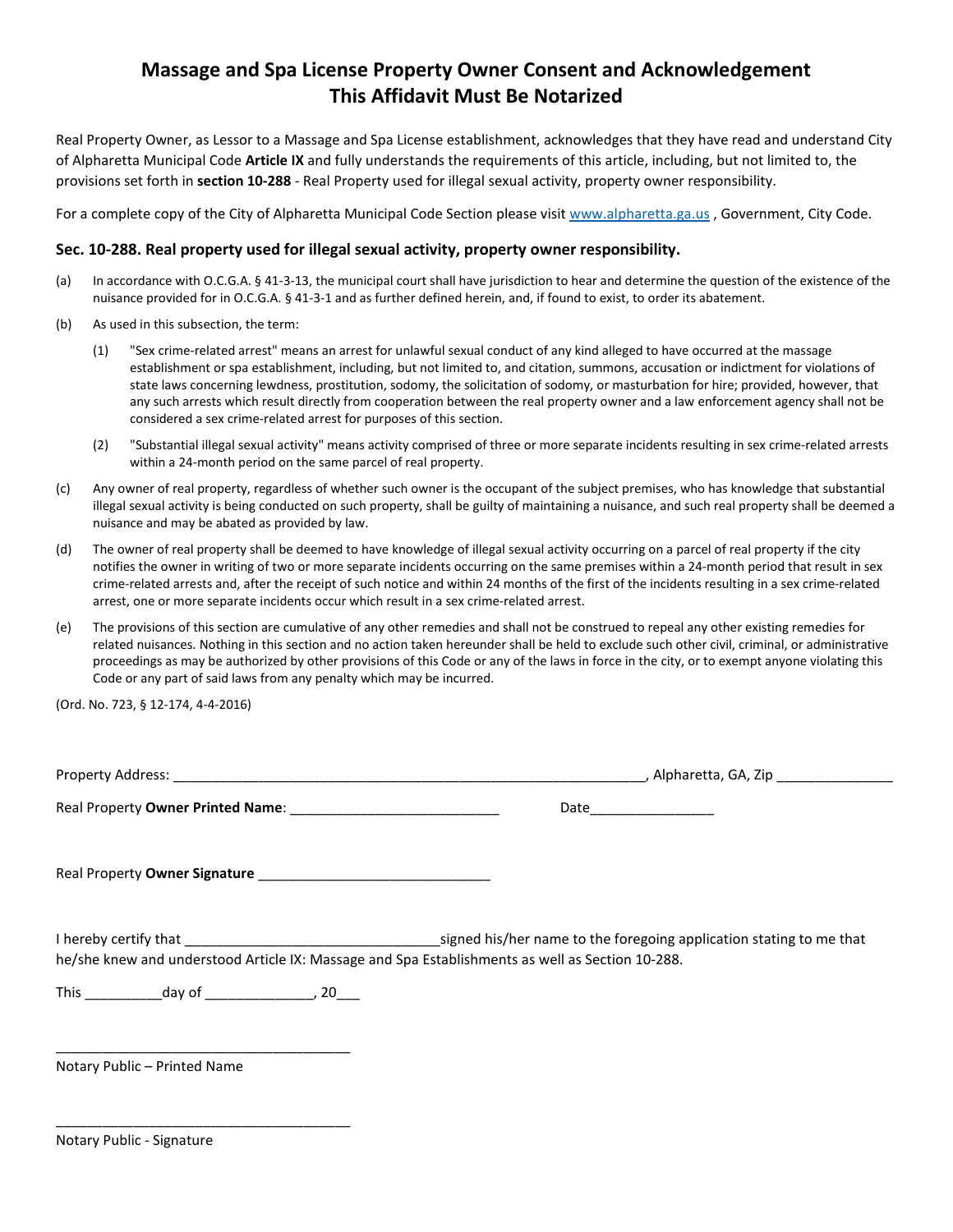# Massage and Spa License Property Owner Consent and Acknowledgement
# This Affidavit Must Be Notarized

Real Property Owner, as Lessor to a Massage and Spa License establishment, acknowledges that they have read and understand City of Alpharetta Municipal Code **Article IX** and fully understands the requirements of this article, including, but not limited to, the provisions set forth in **section 10-288** - Real Property used for illegal sexual activity, property owner responsibility.

For a complete copy of the City of Alpharetta Municipal Code Section please visit www.alpharetta.ga.us , Government, City Code.

### Sec. 10-288. Real property used for illegal sexual activity, property owner responsibility.

(a) In accordance with O.C.G.A. § 41-3-13, the municipal court shall have jurisdiction to hear and determine the question of the existence of the nuisance provided for in O.C.G.A. § 41-3-1 and as further defined herein, and, if found to exist, to order its abatement.

(b) As used in this subsection, the term:

(1) "Sex crime-related arrest" means an arrest for unlawful sexual conduct of any kind alleged to have occurred at the massage establishment or spa establishment, including, but not limited to, and citation, summons, accusation or indictment for violations of state laws concerning lewdness, prostitution, sodomy, the solicitation of sodomy, or masturbation for hire; provided, however, that any such arrests which result directly from cooperation between the real property owner and a law enforcement agency shall not be considered a sex crime-related arrest for purposes of this section.

(2) "Substantial illegal sexual activity" means activity comprised of three or more separate incidents resulting in sex crime-related arrests within a 24-month period on the same parcel of real property.

(c) Any owner of real property, regardless of whether such owner is the occupant of the subject premises, who has knowledge that substantial illegal sexual activity is being conducted on such property, shall be guilty of maintaining a nuisance, and such real property shall be deemed a nuisance and may be abated as provided by law.

(d) The owner of real property shall be deemed to have knowledge of illegal sexual activity occurring on a parcel of real property if the city notifies the owner in writing of two or more separate incidents occurring on the same premises within a 24-month period that result in sex crime-related arrests and, after the receipt of such notice and within 24 months of the first of the incidents resulting in a sex crime-related arrest, one or more separate incidents occur which result in a sex crime-related arrest.

(e) The provisions of this section are cumulative of any other remedies and shall not be construed to repeal any other existing remedies for related nuisances. Nothing in this section and no action taken hereunder shall be held to exclude such other civil, criminal, or administrative proceedings as may be authorized by other provisions of this Code or any of the laws in force in the city, or to exempt anyone violating this Code or any part of said laws from any penalty which may be incurred.

(Ord. No. 723, § 12-174, 4-4-2016)

Property Address: ______________________________________________________________, Alpharetta, GA, Zip _______________

Real Property **Owner Printed Name**: ___________________________ Date________________

Real Property **Owner Signature** ______________________________

I hereby certify that _________________________________signed his/her name to the foregoing application stating to me that he/she knew and understood Article IX: Massage and Spa Establishments as well as Section 10-288.

This __________day of ______________, 20___

_______________________________________
Notary Public – Printed Name

_______________________________________
Notary Public - Signature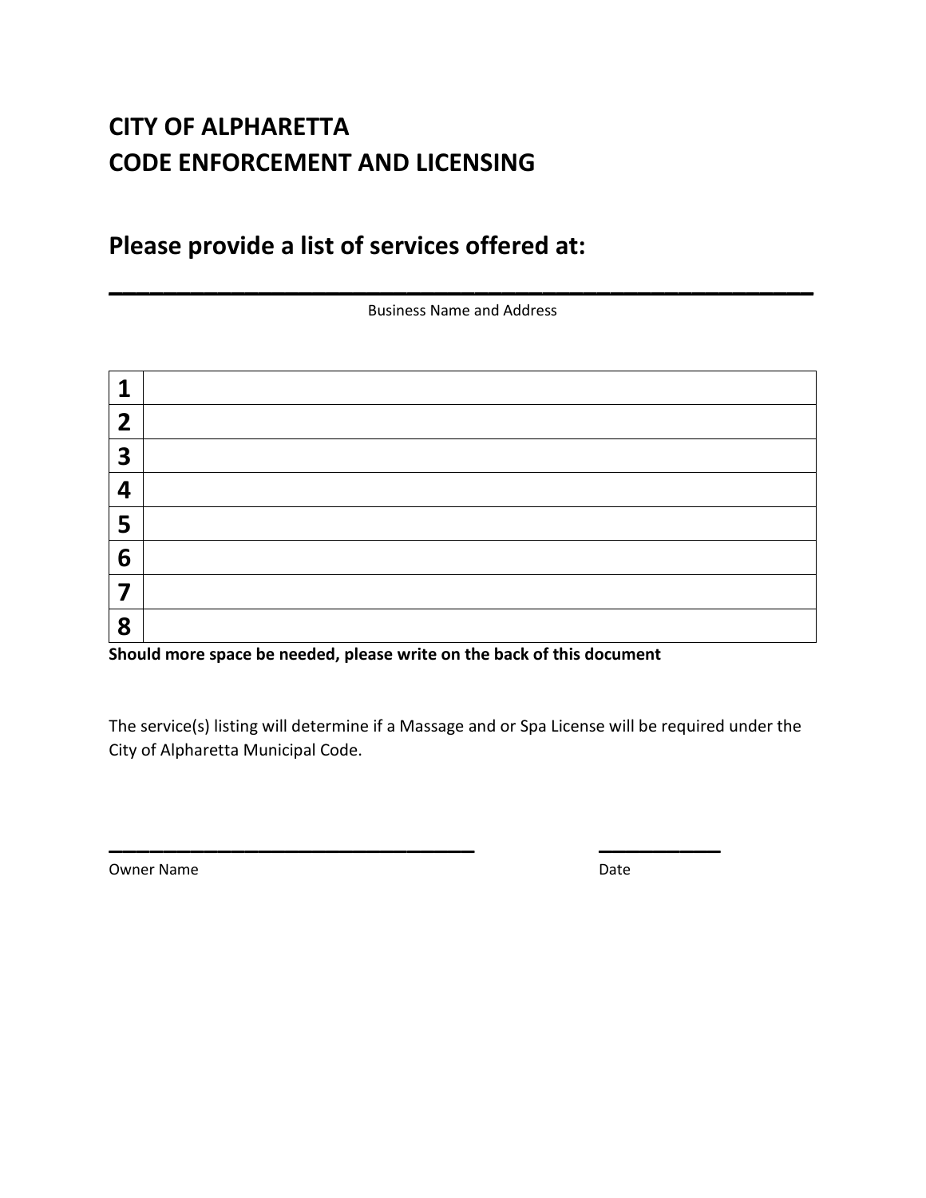## CITY OF ALPHARETTA
## CODE ENFORCEMENT AND LICENSING

## Please provide a list of services offered at:

______________________________________________

Business Name and Address

| | |
|---|---|
| **1** | |
| **2** | |
| **3** | |
| **4** | |
| **5** | |
| **6** | |
| **7** | |
| **8** | |

**Should more space be needed, please write on the back of this document**

The service(s) listing will determine if a Massage and or Spa License will be required under the City of Alpharetta Municipal Code.

______________________________ ____________

Owner Name Date